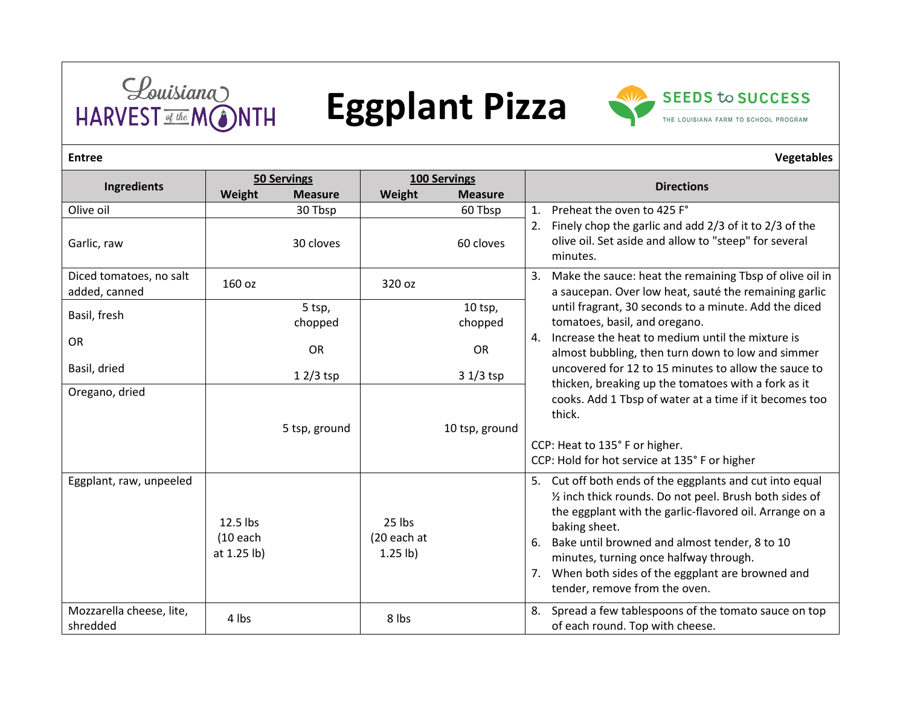Louisiana HARVEST of the MONTH

# Eggplant Pizza

SEEDS to SUCCESS
THE LOUISIANA FARM TO SCHOOL PROGRAM

**Entree** | **Vegetables**

| Ingredients | 50 Servings Weight | 50 Servings Measure | 100 Servings Weight | 100 Servings Measure | Directions |
|---|---|---|---|---|---|
| Olive oil | | 30 Tbsp | | 60 Tbsp | 1. Preheat the oven to 425 F°<br>2. Finely chop the garlic and add 2/3 of it to 2/3 of the olive oil. Set aside and allow to "steep" for several minutes. |
| Garlic, raw | | 30 cloves | | 60 cloves | |
| Diced tomatoes, no salt added, canned | 160 oz | | 320 oz | | 3. Make the sauce: heat the remaining Tbsp of olive oil in a saucepan. Over low heat, sauté the remaining garlic until fragrant, 30 seconds to a minute. Add the diced tomatoes, basil, and oregano.<br>4. Increase the heat to medium until the mixture is almost bubbling, then turn down to low and simmer uncovered for 12 to 15 minutes to allow the sauce to thicken, breaking up the tomatoes with a fork as it cooks. Add 1 Tbsp of water at a time if it becomes too thick.<br><br>CCP: Heat to 135° F or higher.<br>CCP: Hold for hot service at 135° F or higher |
| Basil, fresh<br>OR<br>Basil, dried | | 5 tsp, chopped<br>OR<br>1 2/3 tsp | | 10 tsp, chopped<br>OR<br>3 1/3 tsp | |
| Oregano, dried | | 5 tsp, ground | | 10 tsp, ground | |
| Eggplant, raw, unpeeled | 12.5 lbs (10 each at 1.25 lb) | | 25 lbs (20 each at 1.25 lb) | | 5. Cut off both ends of the eggplants and cut into equal ½ inch thick rounds. Do not peel. Brush both sides of the eggplant with the garlic-flavored oil. Arrange on a baking sheet.<br>6. Bake until browned and almost tender, 8 to 10 minutes, turning once halfway through.<br>7. When both sides of the eggplant are browned and tender, remove from the oven. |
| Mozzarella cheese, lite, shredded | 4 lbs | | 8 lbs | | 8. Spread a few tablespoons of the tomato sauce on top of each round. Top with cheese. |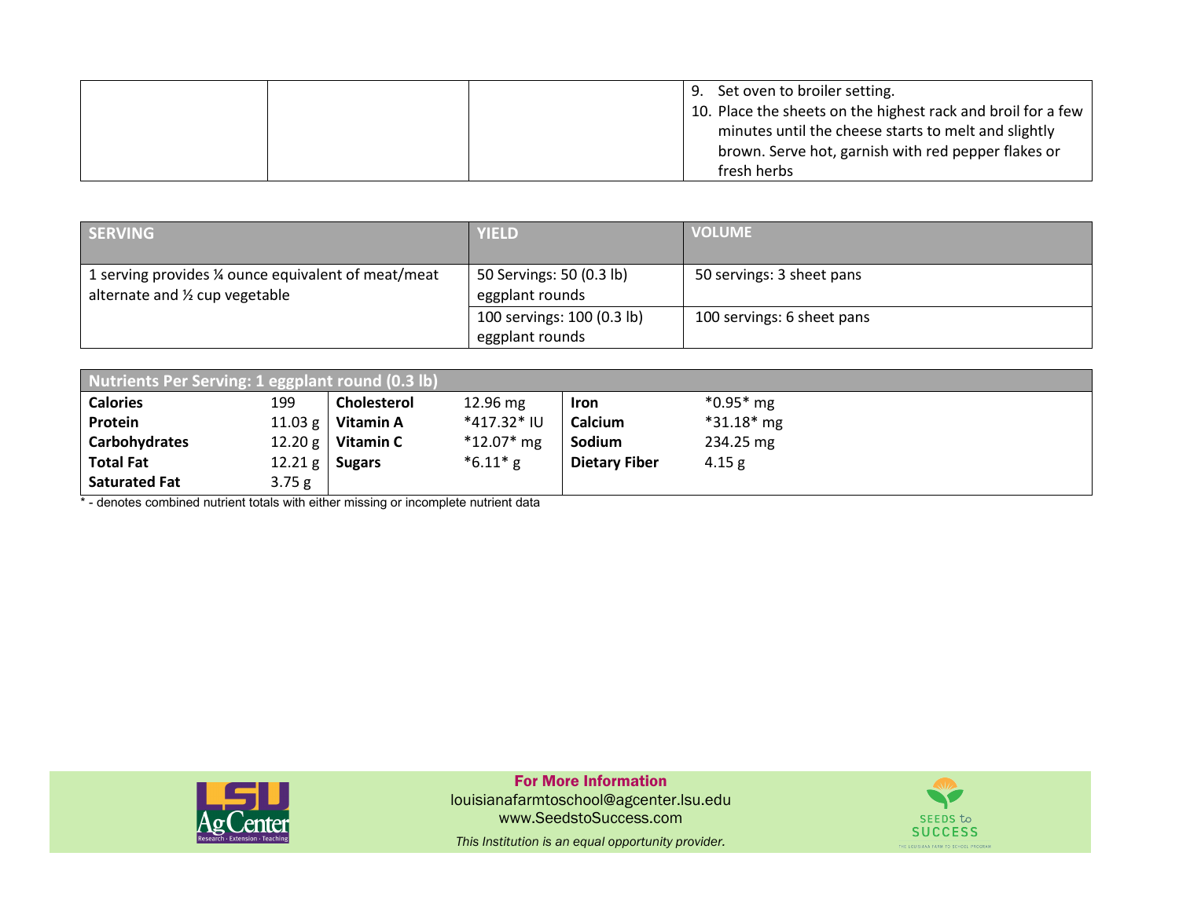| | | | |
|---|---|---|---|
| | | | 9. Set oven to broiler setting.<br>10. Place the sheets on the highest rack and broil for a few minutes until the cheese starts to melt and slightly brown. Serve hot, garnish with red pepper flakes or fresh herbs |

| SERVING | YIELD | VOLUME |
|---|---|---|
| 1 serving provides ¼ ounce equivalent of meat/meat alternate and ½ cup vegetable | 50 Servings: 50 (0.3 lb) eggplant rounds | 50 servings: 3 sheet pans |
| | 100 servings: 100 (0.3 lb) eggplant rounds | 100 servings: 6 sheet pans |

| Nutrients Per Serving: 1 eggplant round (0.3 lb) | | | | | |
|---|---|---|---|---|---|
| **Calories** | 199 | **Cholesterol** | 12.96 mg | **Iron** | *0.95* mg |
| **Protein** | 11.03 g | **Vitamin A** | *417.32* IU | **Calcium** | *31.18* mg |
| **Carbohydrates** | 12.20 g | **Vitamin C** | *12.07* mg | **Sodium** | 234.25 mg |
| **Total Fat** | 12.21 g | **Sugars** | *6.11* g | **Dietary Fiber** | 4.15 g |
| **Saturated Fat** | 3.75 g | | | | |

* - denotes combined nutrient totals with either missing or incomplete nutrient data

**For More Information**
louisianafarmtoschool@agcenter.lsu.edu
www.SeedstoSuccess.com

*This Institution is an equal opportunity provider.*